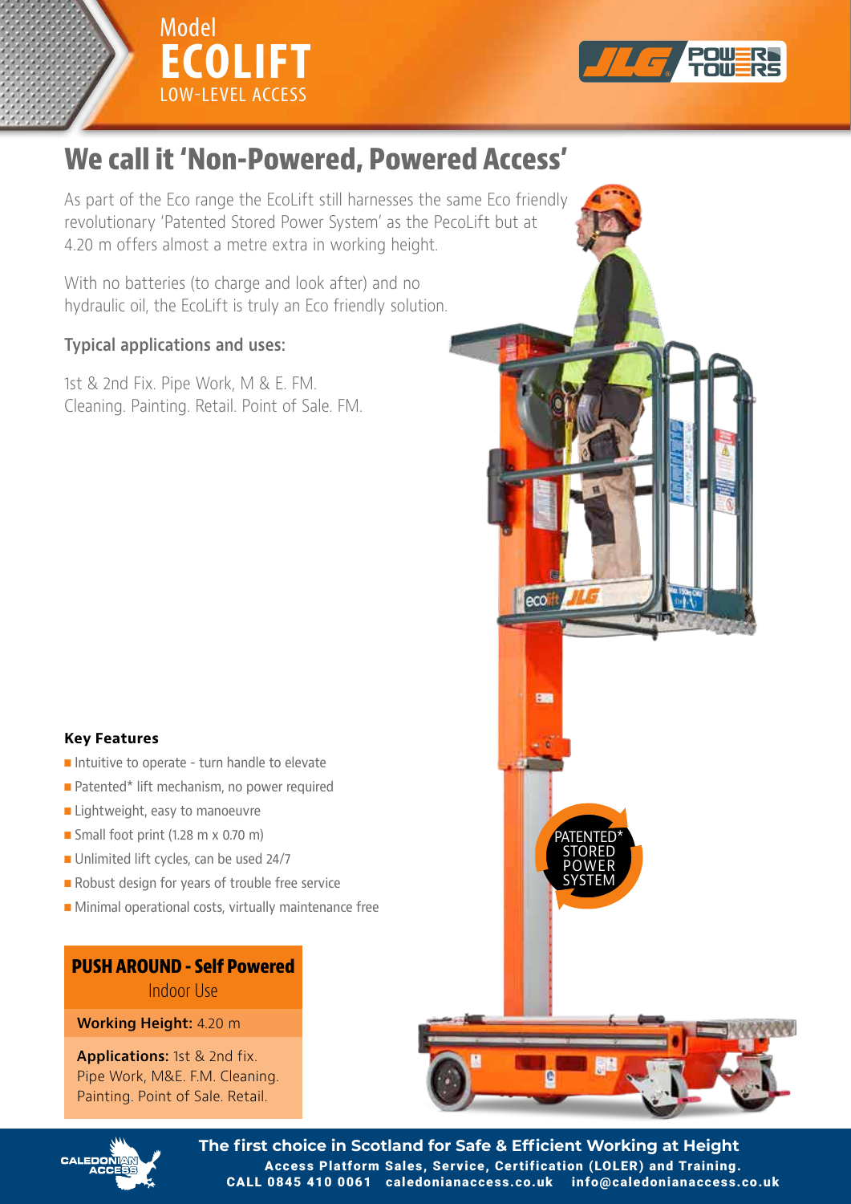Model

# ECOLIFT

LOW-LEVEL ACCESS

## We call it 'Non-Powered, Powered Access'

As part of the Eco range the EcoLift still harnesses the same Eco friendly revolutionary 'Patented Stored Power System' as the PecoLift but at 4.20 m offers almost a metre extra in working height.

With no batteries (to charge and look after) and no hydraulic oil, the EcoLift is truly an Eco friendly solution.

### Typical applications and uses:

1st & 2nd Fix. Pipe Work, M & E. FM.
Cleaning. Painting. Retail. Point of Sale. FM.

PATENTED* STORED POWER SYSTEM

**Key Features**

- Intuitive to operate - turn handle to elevate
- Patented* lift mechanism, no power required
- Lightweight, easy to manoeuvre
- Small foot print (1.28 m x 0.70 m)
- Unlimited lift cycles, can be used 24/7
- Robust design for years of trouble free service
- Minimal operational costs, virtually maintenance free

**PUSH AROUND - Self Powered**
Indoor Use

**Working Height:** 4.20 m

**Applications:** 1st & 2nd fix. Pipe Work, M&E. F.M. Cleaning. Painting. Point of Sale. Retail.

**The first choice in Scotland for Safe & Efficient Working at Height**
**Access Platform Sales, Service, Certification (LOLER) and Training.**
**CALL 0845 410 0061 caledonianaccess.co.uk info@caledonianaccess.co.uk**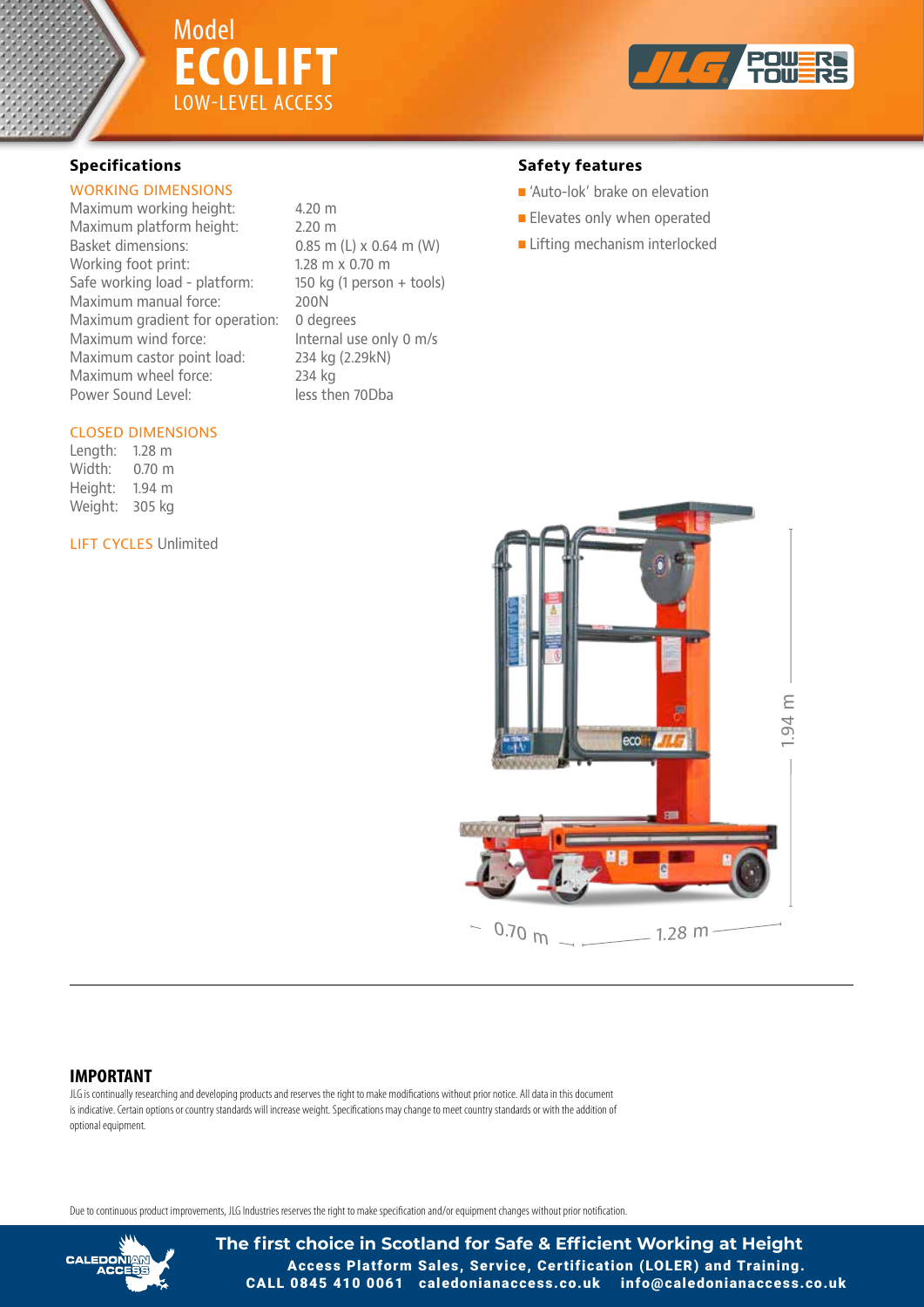# Model ECOLIFT LOW-LEVEL ACCESS

## Specifications

### WORKING DIMENSIONS

| | |
|---|---|
| Maximum working height: | 4.20 m |
| Maximum platform height: | 2.20 m |
| Basket dimensions: | 0.85 m (L) x 0.64 m (W) |
| Working foot print: | 1.28 m x 0.70 m |
| Safe working load - platform: | 150 kg (1 person + tools) |
| Maximum manual force: | 200N |
| Maximum gradient for operation: | 0 degrees |
| Maximum wind force: | Internal use only 0 m/s |
| Maximum castor point load: | 234 kg (2.29kN) |
| Maximum wheel force: | 234 kg |
| Power Sound Level: | less then 70Dba |

### CLOSED DIMENSIONS

| | |
|---|---|
| Length: | 1.28 m |
| Width: | 0.70 m |
| Height: | 1.94 m |
| Weight: | 305 kg |

LIFT CYCLES Unlimited

## Safety features

- 'Auto-lok' brake on elevation
- Elevates only when operated
- Lifting mechanism interlocked

1.94 m

0.70 m

1.28 m

## IMPORTANT

JLG is continually researching and developing products and reserves the right to make modifications without prior notice. All data in this document is indicative. Certain options or country standards will increase weight. Specifications may change to meet country standards or with the addition of optional equipment.

Due to continuous product improvements, JLG Industries reserves the right to make specification and/or equipment changes without prior notification.

**The first choice in Scotland for Safe & Efficient Working at Height**
**Access Platform Sales, Service, Certification (LOLER) and Training.**
**CALL 0845 410 0061 caledonianaccess.co.uk info@caledonianaccess.co.uk**